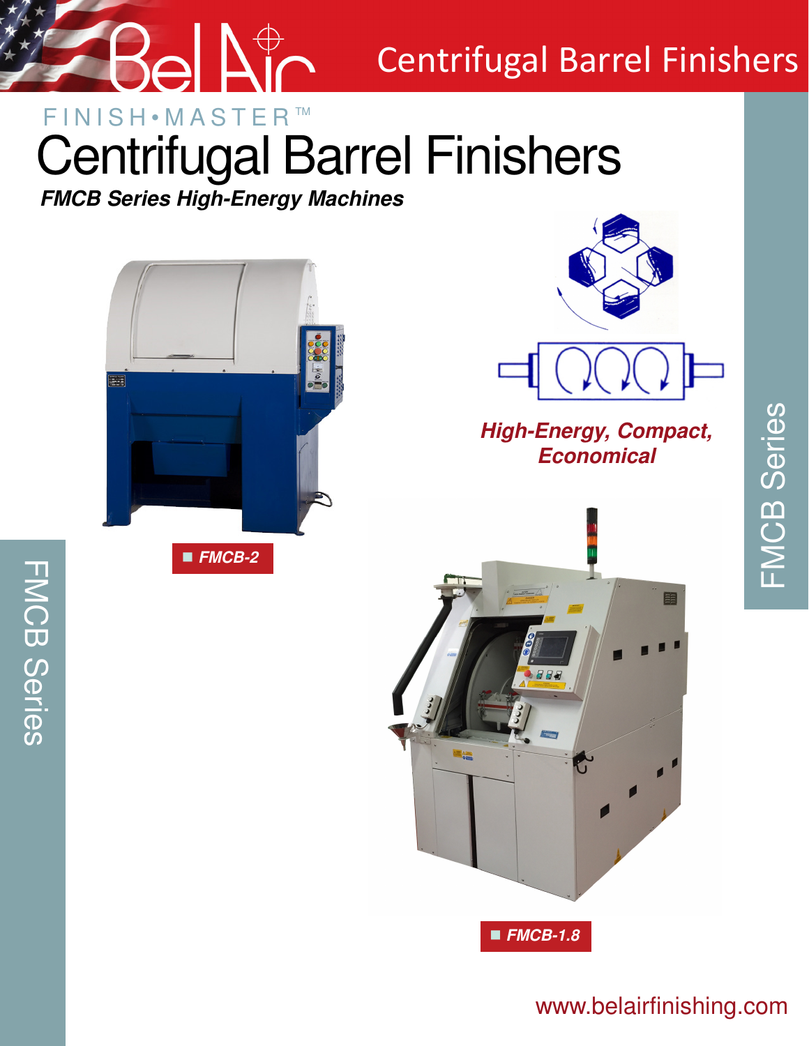Centrifugal Barrel Finishers

FINISH•MASTER™

# Centrifugal Barrel Finishers

***FMCB Series High-Energy Machines***

***High-Energy, Compact, Economical***

***FMCB-2***

***FMCB-1.8***

FMCB Series

www.belairfinishing.com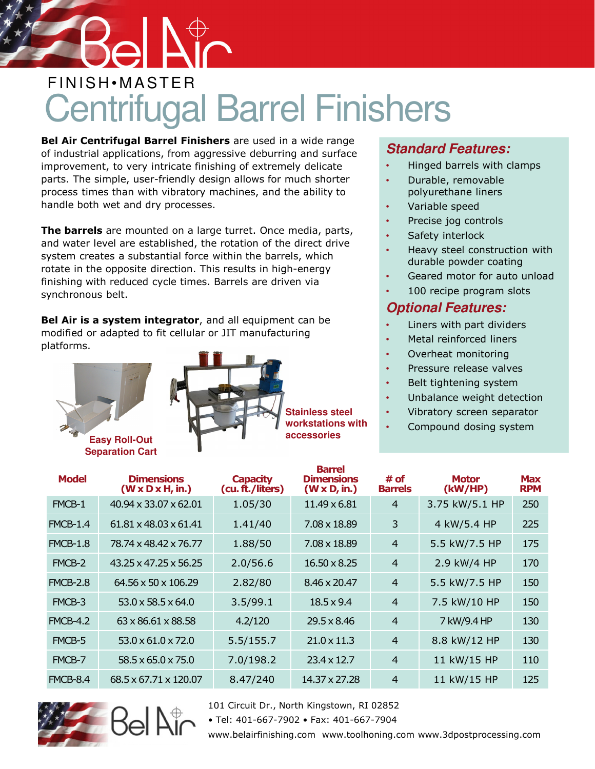# Bel Air

FINISH•MASTER

# Centrifugal Barrel Finishers

**Bel Air Centrifugal Barrel Finishers** are used in a wide range of industrial applications, from aggressive deburring and surface improvement, to very intricate finishing of extremely delicate parts. The simple, user-friendly design allows for much shorter process times than with vibratory machines, and the ability to handle both wet and dry processes.

**The barrels** are mounted on a large turret. Once media, parts, and water level are established, the rotation of the direct drive system creates a substantial force within the barrels, which rotate in the opposite direction. This results in high-energy finishing with reduced cycle times. Barrels are driven via synchronous belt.

**Bel Air is a system integrator**, and all equipment can be modified or adapted to fit cellular or JIT manufacturing platforms.

Easy Roll-Out Separation Cart

Stainless steel workstations with accessories

## *Standard Features:*

- Hinged barrels with clamps
- Durable, removable polyurethane liners
- Variable speed
- Precise jog controls
- Safety interlock
- Heavy steel construction with durable powder coating
- Geared motor for auto unload
- 100 recipe program slots

## *Optional Features:*

- Liners with part dividers
- Metal reinforced liners
- Overheat monitoring
- Pressure release valves
- Belt tightening system
- Unbalance weight detection
- Vibratory screen separator
- Compound dosing system

| Model | Dimensions (W x D x H, in.) | Capacity (cu. ft./liters) | Barrel Dimensions (W x D, in.) | # of Barrels | Motor (kW/HP) | Max RPM |
|---|---|---|---|---|---|---|
| FMCB-1 | 40.94 x 33.07 x 62.01 | 1.05/30 | 11.49 x 6.81 | 4 | 3.75 kW/5.1 HP | 250 |
| FMCB-1.4 | 61.81 x 48.03 x 61.41 | 1.41/40 | 7.08 x 18.89 | 3 | 4 kW/5.4 HP | 225 |
| FMCB-1.8 | 78.74 x 48.42 x 76.77 | 1.88/50 | 7.08 x 18.89 | 4 | 5.5 kW/7.5 HP | 175 |
| FMCB-2 | 43.25 x 47.25 x 56.25 | 2.0/56.6 | 16.50 x 8.25 | 4 | 2.9 kW/4 HP | 170 |
| FMCB-2.8 | 64.56 x 50 x 106.29 | 2.82/80 | 8.46 x 20.47 | 4 | 5.5 kW/7.5 HP | 150 |
| FMCB-3 | 53.0 x 58.5 x 64.0 | 3.5/99.1 | 18.5 x 9.4 | 4 | 7.5 kW/10 HP | 150 |
| FMCB-4.2 | 63 x 86.61 x 88.58 | 4.2/120 | 29.5 x 8.46 | 4 | 7 kW/9.4 HP | 130 |
| FMCB-5 | 53.0 x 61.0 x 72.0 | 5.5/155.7 | 21.0 x 11.3 | 4 | 8.8 kW/12 HP | 130 |
| FMCB-7 | 58.5 x 65.0 x 75.0 | 7.0/198.2 | 23.4 x 12.7 | 4 | 11 kW/15 HP | 110 |
| FMCB-8.4 | 68.5 x 67.71 x 120.07 | 8.47/240 | 14.37 x 27.28 | 4 | 11 kW/15 HP | 125 |

Bel Air

101 Circuit Dr., North Kingstown, RI 02852
• Tel: 401-667-7902 • Fax: 401-667-7904
www.belairfinishing.com www.toolhoning.com www.3dpostprocessing.com